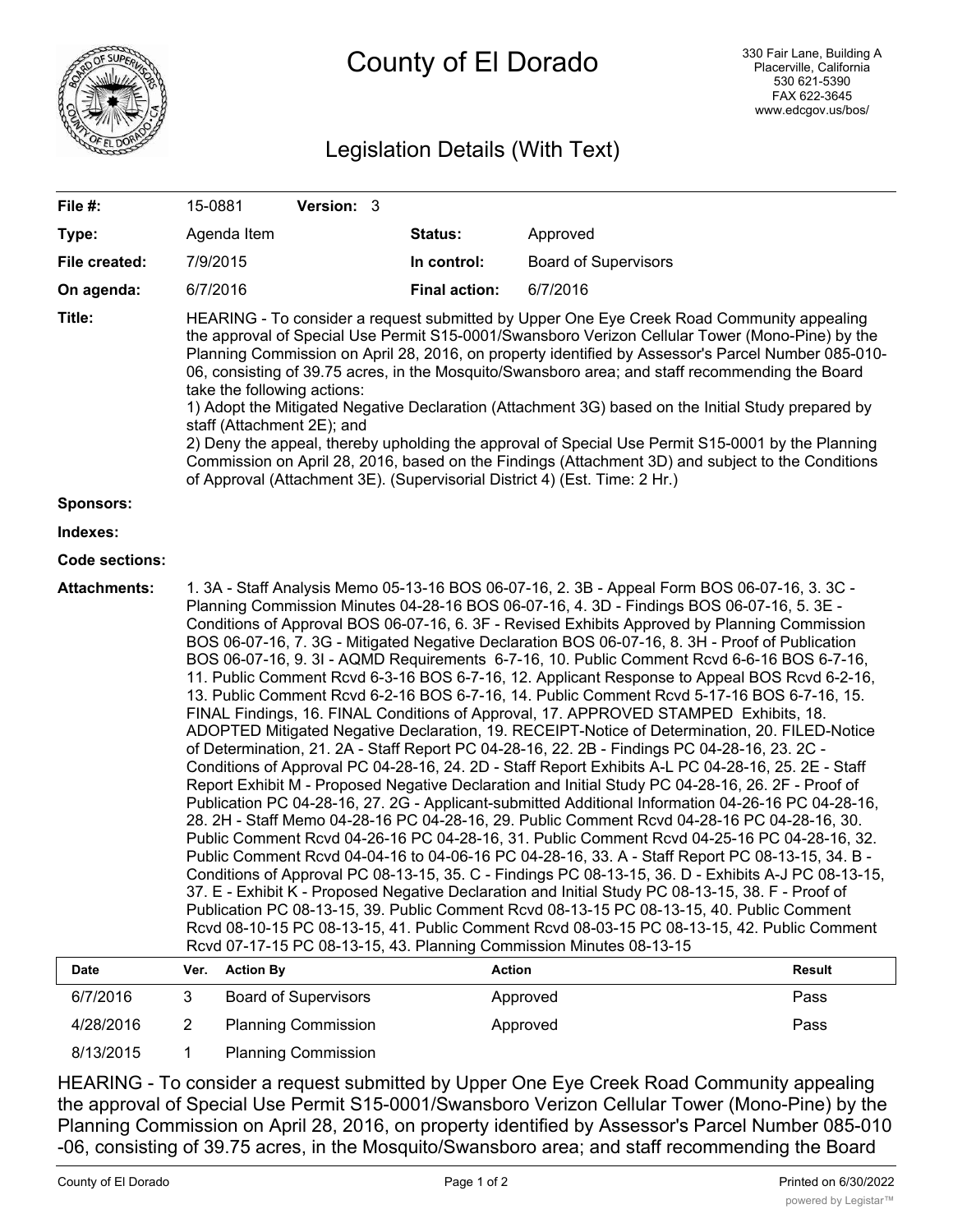# County of El Dorado

330 Fair Lane, Building A
Placerville, California
530 621-5390
FAX 622-3645
www.edcgov.us/bos/

## Legislation Details (With Text)

| | | | |
|---|---|---|---|
| **File #:** | 15-0881 **Version:** 3 | | |
| **Type:** | Agenda Item | **Status:** | Approved |
| **File created:** | 7/9/2015 | **In control:** | Board of Supervisors |
| **On agenda:** | 6/7/2016 | **Final action:** | 6/7/2016 |

**Title:** HEARING - To consider a request submitted by Upper One Eye Creek Road Community appealing the approval of Special Use Permit S15-0001/Swansboro Verizon Cellular Tower (Mono-Pine) by the Planning Commission on April 28, 2016, on property identified by Assessor's Parcel Number 085-010-06, consisting of 39.75 acres, in the Mosquito/Swansboro area; and staff recommending the Board take the following actions:
1) Adopt the Mitigated Negative Declaration (Attachment 3G) based on the Initial Study prepared by staff (Attachment 2E); and
2) Deny the appeal, thereby upholding the approval of Special Use Permit S15-0001 by the Planning Commission on April 28, 2016, based on the Findings (Attachment 3D) and subject to the Conditions of Approval (Attachment 3E). (Supervisorial District 4) (Est. Time: 2 Hr.)

**Sponsors:**

**Indexes:**

**Code sections:**

**Attachments:** 1. 3A - Staff Analysis Memo 05-13-16 BOS 06-07-16, 2. 3B - Appeal Form BOS 06-07-16, 3. 3C - Planning Commission Minutes 04-28-16 BOS 06-07-16, 4. 3D - Findings BOS 06-07-16, 5. 3E - Conditions of Approval BOS 06-07-16, 6. 3F - Revised Exhibits Approved by Planning Commission BOS 06-07-16, 7. 3G - Mitigated Negative Declaration BOS 06-07-16, 8. 3H - Proof of Publication BOS 06-07-16, 9. 3I - AQMD Requirements 6-7-16, 10. Public Comment Rcvd 6-6-16 BOS 6-7-16, 11. Public Comment Rcvd 6-3-16 BOS 6-7-16, 12. Applicant Response to Appeal BOS Rcvd 6-2-16, 13. Public Comment Rcvd 6-2-16 BOS 6-7-16, 14. Public Comment Rcvd 5-17-16 BOS 6-7-16, 15. FINAL Findings, 16. FINAL Conditions of Approval, 17. APPROVED STAMPED Exhibits, 18. ADOPTED Mitigated Negative Declaration, 19. RECEIPT-Notice of Determination, 20. FILED-Notice of Determination, 21. 2A - Staff Report PC 04-28-16, 22. 2B - Findings PC 04-28-16, 23. 2C - Conditions of Approval PC 04-28-16, 24. 2D - Staff Report Exhibits A-L PC 04-28-16, 25. 2E - Staff Report Exhibit M - Proposed Negative Declaration and Initial Study PC 04-28-16, 26. 2F - Proof of Publication PC 04-28-16, 27. 2G - Applicant-submitted Additional Information 04-26-16 PC 04-28-16, 28. 2H - Staff Memo 04-28-16 PC 04-28-16, 29. Public Comment Rcvd 04-28-16 PC 04-28-16, 30. Public Comment Rcvd 04-26-16 PC 04-28-16, 31. Public Comment Rcvd 04-25-16 PC 04-28-16, 32. Public Comment Rcvd 04-04-16 to 04-06-16 PC 04-28-16, 33. A - Staff Report PC 08-13-15, 34. B - Conditions of Approval PC 08-13-15, 35. C - Findings PC 08-13-15, 36. D - Exhibits A-J PC 08-13-15, 37. E - Exhibit K - Proposed Negative Declaration and Initial Study PC 08-13-15, 38. F - Proof of Publication PC 08-13-15, 39. Public Comment Rcvd 08-13-15 PC 08-13-15, 40. Public Comment Rcvd 08-10-15 PC 08-13-15, 41. Public Comment Rcvd 08-03-15 PC 08-13-15, 42. Public Comment Rcvd 07-17-15 PC 08-13-15, 43. Planning Commission Minutes 08-13-15

| Date | Ver. | Action By | Action | Result |
|---|---|---|---|---|
| 6/7/2016 | 3 | Board of Supervisors | Approved | Pass |
| 4/28/2016 | 2 | Planning Commission | Approved | Pass |
| 8/13/2015 | 1 | Planning Commission | | |

HEARING - To consider a request submitted by Upper One Eye Creek Road Community appealing the approval of Special Use Permit S15-0001/Swansboro Verizon Cellular Tower (Mono-Pine) by the Planning Commission on April 28, 2016, on property identified by Assessor's Parcel Number 085-010-06, consisting of 39.75 acres, in the Mosquito/Swansboro area; and staff recommending the Board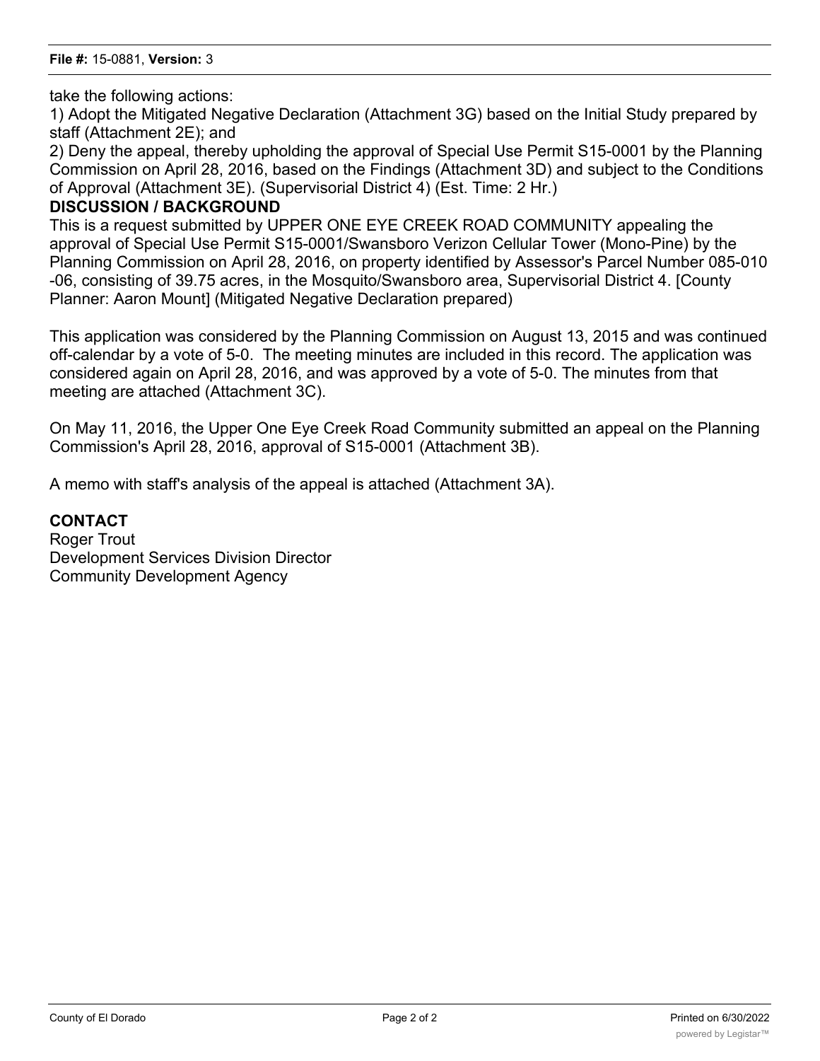take the following actions:

1) Adopt the Mitigated Negative Declaration (Attachment 3G) based on the Initial Study prepared by staff (Attachment 2E); and
2) Deny the appeal, thereby upholding the approval of Special Use Permit S15-0001 by the Planning Commission on April 28, 2016, based on the Findings (Attachment 3D) and subject to the Conditions of Approval (Attachment 3E). (Supervisorial District 4) (Est. Time: 2 Hr.)

**DISCUSSION / BACKGROUND**

This is a request submitted by UPPER ONE EYE CREEK ROAD COMMUNITY appealing the approval of Special Use Permit S15-0001/Swansboro Verizon Cellular Tower (Mono-Pine) by the Planning Commission on April 28, 2016, on property identified by Assessor's Parcel Number 085-010-06, consisting of 39.75 acres, in the Mosquito/Swansboro area, Supervisorial District 4. [County Planner: Aaron Mount] (Mitigated Negative Declaration prepared)

This application was considered by the Planning Commission on August 13, 2015 and was continued off-calendar by a vote of 5-0. The meeting minutes are included in this record. The application was considered again on April 28, 2016, and was approved by a vote of 5-0. The minutes from that meeting are attached (Attachment 3C).

On May 11, 2016, the Upper One Eye Creek Road Community submitted an appeal on the Planning Commission's April 28, 2016, approval of S15-0001 (Attachment 3B).

A memo with staff's analysis of the appeal is attached (Attachment 3A).

**CONTACT**

Roger Trout
Development Services Division Director
Community Development Agency